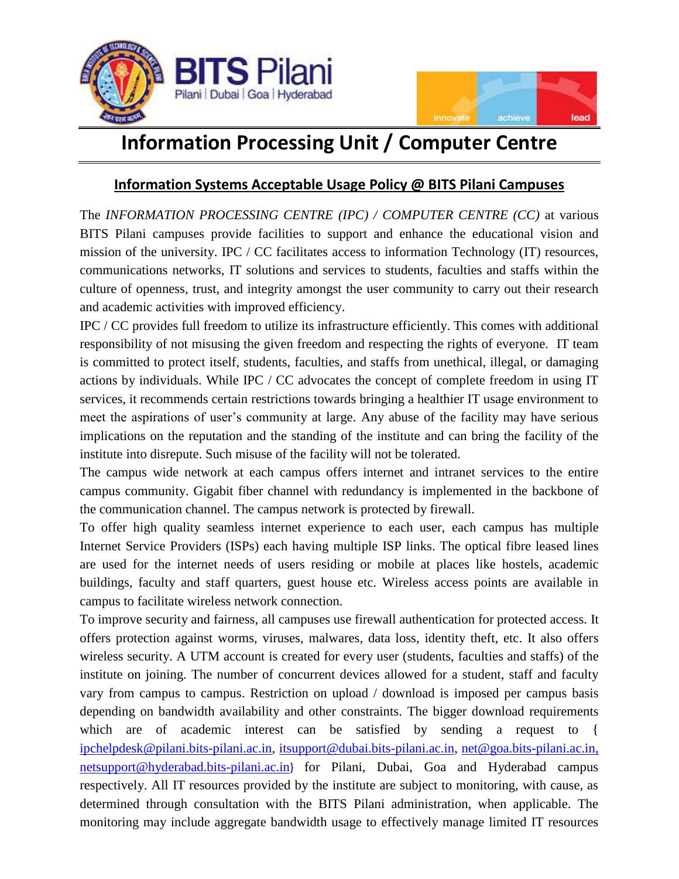# Information Processing Unit / Computer Centre

## Information Systems Acceptable Usage Policy @ BITS Pilani Campuses

The *INFORMATION PROCESSING CENTRE (IPC) / COMPUTER CENTRE (CC)* at various BITS Pilani campuses provide facilities to support and enhance the educational vision and mission of the university. IPC / CC facilitates access to information Technology (IT) resources, communications networks, IT solutions and services to students, faculties and staffs within the culture of openness, trust, and integrity amongst the user community to carry out their research and academic activities with improved efficiency.

IPC / CC provides full freedom to utilize its infrastructure efficiently. This comes with additional responsibility of not misusing the given freedom and respecting the rights of everyone. IT team is committed to protect itself, students, faculties, and staffs from unethical, illegal, or damaging actions by individuals. While IPC / CC advocates the concept of complete freedom in using IT services, it recommends certain restrictions towards bringing a healthier IT usage environment to meet the aspirations of user's community at large. Any abuse of the facility may have serious implications on the reputation and the standing of the institute and can bring the facility of the institute into disrepute. Such misuse of the facility will not be tolerated.

The campus wide network at each campus offers internet and intranet services to the entire campus community. Gigabit fiber channel with redundancy is implemented in the backbone of the communication channel. The campus network is protected by firewall.

To offer high quality seamless internet experience to each user, each campus has multiple Internet Service Providers (ISPs) each having multiple ISP links. The optical fibre leased lines are used for the internet needs of users residing or mobile at places like hostels, academic buildings, faculty and staff quarters, guest house etc. Wireless access points are available in campus to facilitate wireless network connection.

To improve security and fairness, all campuses use firewall authentication for protected access. It offers protection against worms, viruses, malwares, data loss, identity theft, etc. It also offers wireless security. A UTM account is created for every user (students, faculties and staffs) of the institute on joining. The number of concurrent devices allowed for a student, staff and faculty vary from campus to campus. Restriction on upload / download is imposed per campus basis depending on bandwidth availability and other constraints. The bigger download requirements which are of academic interest can be satisfied by sending a request to { ipchelpdesk@pilani.bits-pilani.ac.in, itsupport@dubai.bits-pilani.ac.in, net@goa.bits-pilani.ac.in, netsupport@hyderabad.bits-pilani.ac.in} for Pilani, Dubai, Goa and Hyderabad campus respectively. All IT resources provided by the institute are subject to monitoring, with cause, as determined through consultation with the BITS Pilani administration, when applicable. The monitoring may include aggregate bandwidth usage to effectively manage limited IT resources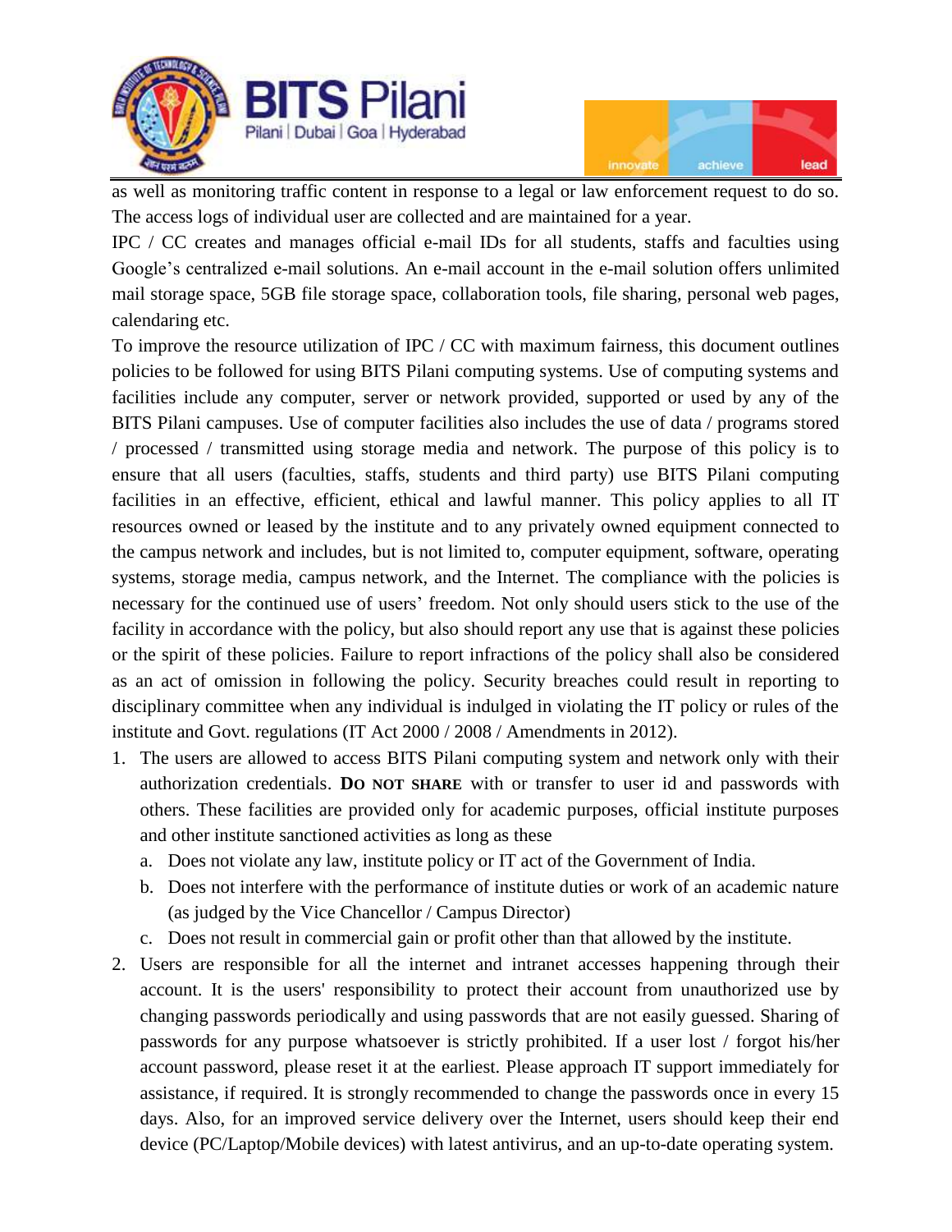as well as monitoring traffic content in response to a legal or law enforcement request to do so. The access logs of individual user are collected and are maintained for a year.

IPC / CC creates and manages official e-mail IDs for all students, staffs and faculties using Google's centralized e-mail solutions. An e-mail account in the e-mail solution offers unlimited mail storage space, 5GB file storage space, collaboration tools, file sharing, personal web pages, calendaring etc.

To improve the resource utilization of IPC / CC with maximum fairness, this document outlines policies to be followed for using BITS Pilani computing systems. Use of computing systems and facilities include any computer, server or network provided, supported or used by any of the BITS Pilani campuses. Use of computer facilities also includes the use of data / programs stored / processed / transmitted using storage media and network. The purpose of this policy is to ensure that all users (faculties, staffs, students and third party) use BITS Pilani computing facilities in an effective, efficient, ethical and lawful manner. This policy applies to all IT resources owned or leased by the institute and to any privately owned equipment connected to the campus network and includes, but is not limited to, computer equipment, software, operating systems, storage media, campus network, and the Internet. The compliance with the policies is necessary for the continued use of users' freedom. Not only should users stick to the use of the facility in accordance with the policy, but also should report any use that is against these policies or the spirit of these policies. Failure to report infractions of the policy shall also be considered as an act of omission in following the policy. Security breaches could result in reporting to disciplinary committee when any individual is indulged in violating the IT policy or rules of the institute and Govt. regulations (IT Act 2000 / 2008 / Amendments in 2012).

1. The users are allowed to access BITS Pilani computing system and network only with their authorization credentials. **DO NOT SHARE** with or transfer to user id and passwords with others. These facilities are provided only for academic purposes, official institute purposes and other institute sanctioned activities as long as these
   a. Does not violate any law, institute policy or IT act of the Government of India.
   b. Does not interfere with the performance of institute duties or work of an academic nature (as judged by the Vice Chancellor / Campus Director)
   c. Does not result in commercial gain or profit other than that allowed by the institute.
2. Users are responsible for all the internet and intranet accesses happening through their account. It is the users' responsibility to protect their account from unauthorized use by changing passwords periodically and using passwords that are not easily guessed. Sharing of passwords for any purpose whatsoever is strictly prohibited. If a user lost / forgot his/her account password, please reset it at the earliest. Please approach IT support immediately for assistance, if required. It is strongly recommended to change the passwords once in every 15 days. Also, for an improved service delivery over the Internet, users should keep their end device (PC/Laptop/Mobile devices) with latest antivirus, and an up-to-date operating system.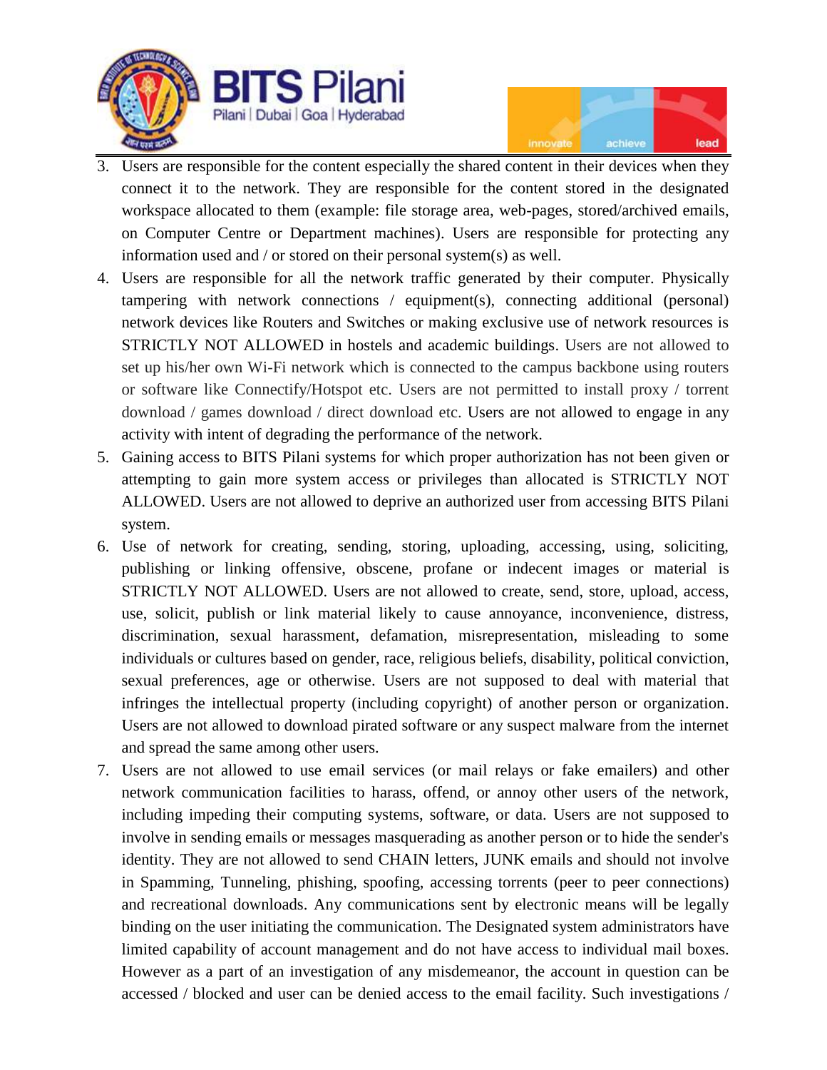3. Users are responsible for the content especially the shared content in their devices when they connect it to the network. They are responsible for the content stored in the designated workspace allocated to them (example: file storage area, web-pages, stored/archived emails, on Computer Centre or Department machines). Users are responsible for protecting any information used and / or stored on their personal system(s) as well.
4. Users are responsible for all the network traffic generated by their computer. Physically tampering with network connections / equipment(s), connecting additional (personal) network devices like Routers and Switches or making exclusive use of network resources is STRICTLY NOT ALLOWED in hostels and academic buildings. Users are not allowed to set up his/her own Wi-Fi network which is connected to the campus backbone using routers or software like Connectify/Hotspot etc. Users are not permitted to install proxy / torrent download / games download / direct download etc. Users are not allowed to engage in any activity with intent of degrading the performance of the network.
5. Gaining access to BITS Pilani systems for which proper authorization has not been given or attempting to gain more system access or privileges than allocated is STRICTLY NOT ALLOWED. Users are not allowed to deprive an authorized user from accessing BITS Pilani system.
6. Use of network for creating, sending, storing, uploading, accessing, using, soliciting, publishing or linking offensive, obscene, profane or indecent images or material is STRICTLY NOT ALLOWED. Users are not allowed to create, send, store, upload, access, use, solicit, publish or link material likely to cause annoyance, inconvenience, distress, discrimination, sexual harassment, defamation, misrepresentation, misleading to some individuals or cultures based on gender, race, religious beliefs, disability, political conviction, sexual preferences, age or otherwise. Users are not supposed to deal with material that infringes the intellectual property (including copyright) of another person or organization. Users are not allowed to download pirated software or any suspect malware from the internet and spread the same among other users.
7. Users are not allowed to use email services (or mail relays or fake emailers) and other network communication facilities to harass, offend, or annoy other users of the network, including impeding their computing systems, software, or data. Users are not supposed to involve in sending emails or messages masquerading as another person or to hide the sender's identity. They are not allowed to send CHAIN letters, JUNK emails and should not involve in Spamming, Tunneling, phishing, spoofing, accessing torrents (peer to peer connections) and recreational downloads. Any communications sent by electronic means will be legally binding on the user initiating the communication. The Designated system administrators have limited capability of account management and do not have access to individual mail boxes. However as a part of an investigation of any misdemeanor, the account in question can be accessed / blocked and user can be denied access to the email facility. Such investigations /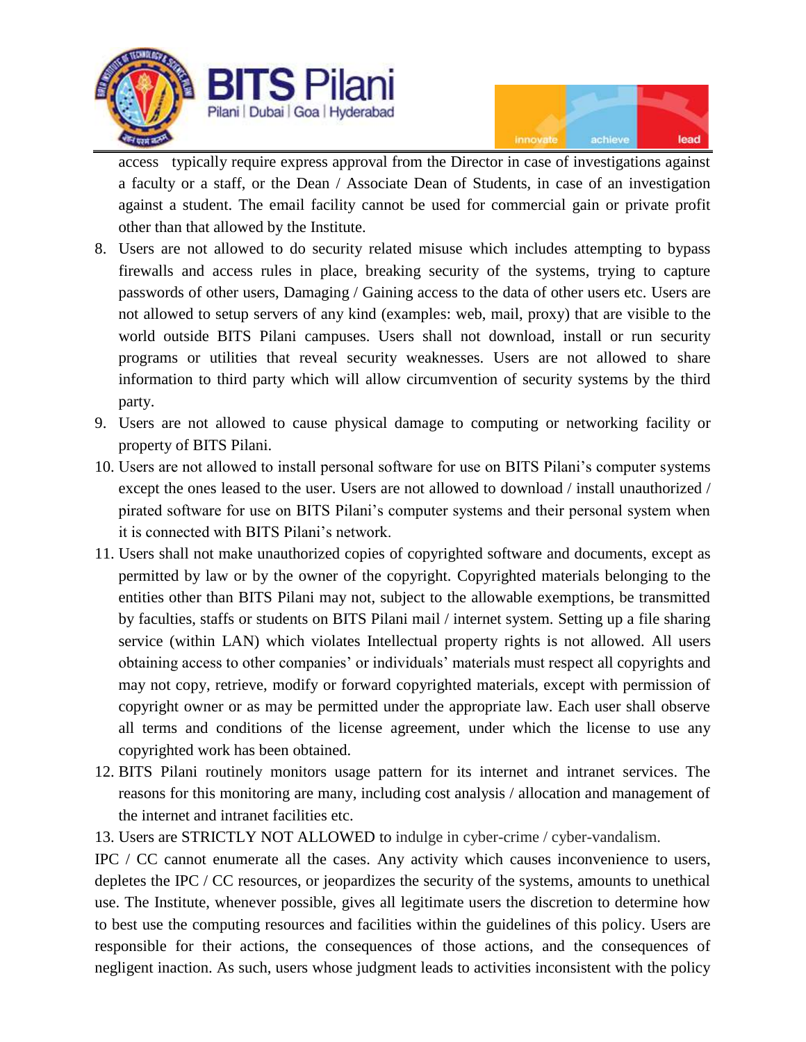access typically require express approval from the Director in case of investigations against a faculty or a staff, or the Dean / Associate Dean of Students, in case of an investigation against a student. The email facility cannot be used for commercial gain or private profit other than that allowed by the Institute.

8. Users are not allowed to do security related misuse which includes attempting to bypass firewalls and access rules in place, breaking security of the systems, trying to capture passwords of other users, Damaging / Gaining access to the data of other users etc. Users are not allowed to setup servers of any kind (examples: web, mail, proxy) that are visible to the world outside BITS Pilani campuses. Users shall not download, install or run security programs or utilities that reveal security weaknesses. Users are not allowed to share information to third party which will allow circumvention of security systems by the third party.
9. Users are not allowed to cause physical damage to computing or networking facility or property of BITS Pilani.
10. Users are not allowed to install personal software for use on BITS Pilani's computer systems except the ones leased to the user. Users are not allowed to download / install unauthorized / pirated software for use on BITS Pilani's computer systems and their personal system when it is connected with BITS Pilani's network.
11. Users shall not make unauthorized copies of copyrighted software and documents, except as permitted by law or by the owner of the copyright. Copyrighted materials belonging to the entities other than BITS Pilani may not, subject to the allowable exemptions, be transmitted by faculties, staffs or students on BITS Pilani mail / internet system. Setting up a file sharing service (within LAN) which violates Intellectual property rights is not allowed. All users obtaining access to other companies' or individuals' materials must respect all copyrights and may not copy, retrieve, modify or forward copyrighted materials, except with permission of copyright owner or as may be permitted under the appropriate law. Each user shall observe all terms and conditions of the license agreement, under which the license to use any copyrighted work has been obtained.
12. BITS Pilani routinely monitors usage pattern for its internet and intranet services. The reasons for this monitoring are many, including cost analysis / allocation and management of the internet and intranet facilities etc.
13. Users are STRICTLY NOT ALLOWED to indulge in cyber-crime / cyber-vandalism.

IPC / CC cannot enumerate all the cases. Any activity which causes inconvenience to users, depletes the IPC / CC resources, or jeopardizes the security of the systems, amounts to unethical use. The Institute, whenever possible, gives all legitimate users the discretion to determine how to best use the computing resources and facilities within the guidelines of this policy. Users are responsible for their actions, the consequences of those actions, and the consequences of negligent inaction. As such, users whose judgment leads to activities inconsistent with the policy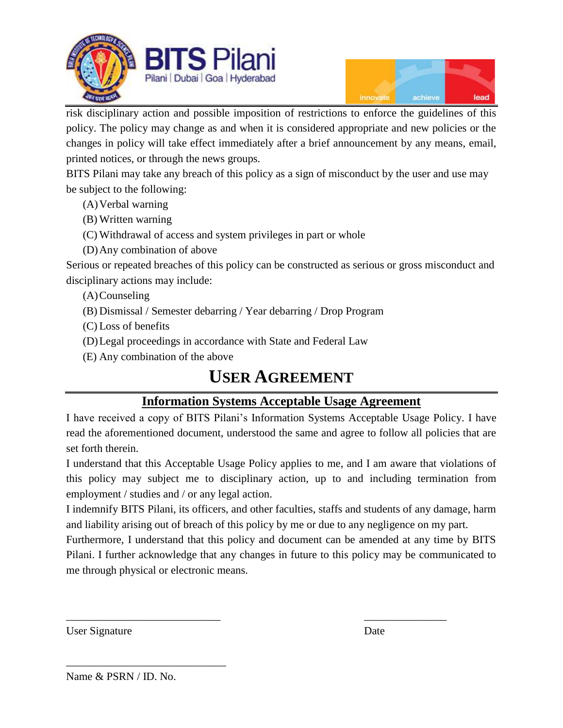risk disciplinary action and possible imposition of restrictions to enforce the guidelines of this policy. The policy may change as and when it is considered appropriate and new policies or the changes in policy will take effect immediately after a brief announcement by any means, email, printed notices, or through the news groups.

BITS Pilani may take any breach of this policy as a sign of misconduct by the user and use may be subject to the following:

(A) Verbal warning
(B) Written warning
(C) Withdrawal of access and system privileges in part or whole
(D) Any combination of above

Serious or repeated breaches of this policy can be constructed as serious or gross misconduct and disciplinary actions may include:

(A) Counseling
(B) Dismissal / Semester debarring / Year debarring / Drop Program
(C) Loss of benefits
(D) Legal proceedings in accordance with State and Federal Law
(E) Any combination of the above

# USER AGREEMENT

## Information Systems Acceptable Usage Agreement

I have received a copy of BITS Pilani's Information Systems Acceptable Usage Policy. I have read the aforementioned document, understood the same and agree to follow all policies that are set forth therein.

I understand that this Acceptable Usage Policy applies to me, and I am aware that violations of this policy may subject me to disciplinary action, up to and including termination from employment / studies and / or any legal action.

I indemnify BITS Pilani, its officers, and other faculties, staffs and students of any damage, harm and liability arising out of breach of this policy by me or due to any negligence on my part.

Furthermore, I understand that this policy and document can be amended at any time by BITS Pilani. I further acknowledge that any changes in future to this policy may be communicated to me through physical or electronic means.

\_\_\_\_\_\_\_\_\_\_\_\_\_\_\_\_\_\_\_\_\_\_\_\_\_\_\_\_ \_\_\_\_\_\_\_\_\_\_\_\_\_\_\_

User Signature Date

\_\_\_\_\_\_\_\_\_\_\_\_\_\_\_\_\_\_\_\_\_\_\_\_\_\_\_\_\_

Name & PSRN / ID. No.